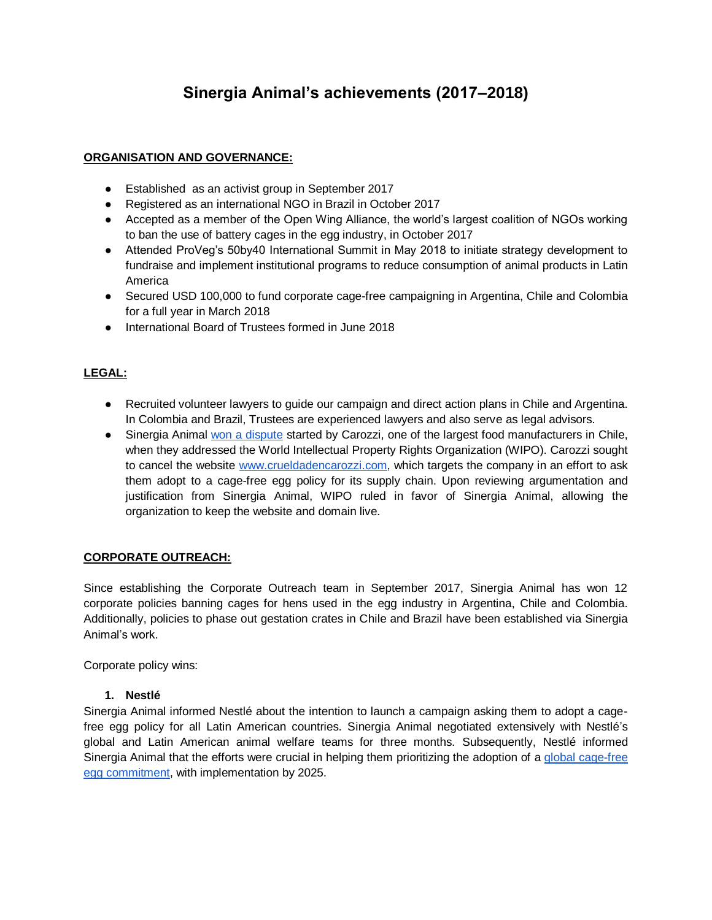# Sinergia Animal's achievements (2017–2018)

**ORGANISATION AND GOVERNANCE:**

- Established as an activist group in September 2017
- Registered as an international NGO in Brazil in October 2017
- Accepted as a member of the Open Wing Alliance, the world's largest coalition of NGOs working to ban the use of battery cages in the egg industry, in October 2017
- Attended ProVeg's 50by40 International Summit in May 2018 to initiate strategy development to fundraise and implement institutional programs to reduce consumption of animal products in Latin America
- Secured USD 100,000 to fund corporate cage-free campaigning in Argentina, Chile and Colombia for a full year in March 2018
- International Board of Trustees formed in June 2018

**LEGAL:**

- Recruited volunteer lawyers to guide our campaign and direct action plans in Chile and Argentina. In Colombia and Brazil, Trustees are experienced lawyers and also serve as legal advisors.
- Sinergia Animal won a dispute started by Carozzi, one of the largest food manufacturers in Chile, when they addressed the World Intellectual Property Rights Organization (WIPO). Carozzi sought to cancel the website www.crueldadencarozzi.com, which targets the company in an effort to ask them adopt to a cage-free egg policy for its supply chain. Upon reviewing argumentation and justification from Sinergia Animal, WIPO ruled in favor of Sinergia Animal, allowing the organization to keep the website and domain live.

**CORPORATE OUTREACH:**

Since establishing the Corporate Outreach team in September 2017, Sinergia Animal has won 12 corporate policies banning cages for hens used in the egg industry in Argentina, Chile and Colombia. Additionally, policies to phase out gestation crates in Chile and Brazil have been established via Sinergia Animal's work.

Corporate policy wins:

1. **Nestlé**

Sinergia Animal informed Nestlé about the intention to launch a campaign asking them to adopt a cage-free egg policy for all Latin American countries. Sinergia Animal negotiated extensively with Nestlé's global and Latin American animal welfare teams for three months. Subsequently, Nestlé informed Sinergia Animal that the efforts were crucial in helping them prioritizing the adoption of a global cage-free egg commitment, with implementation by 2025.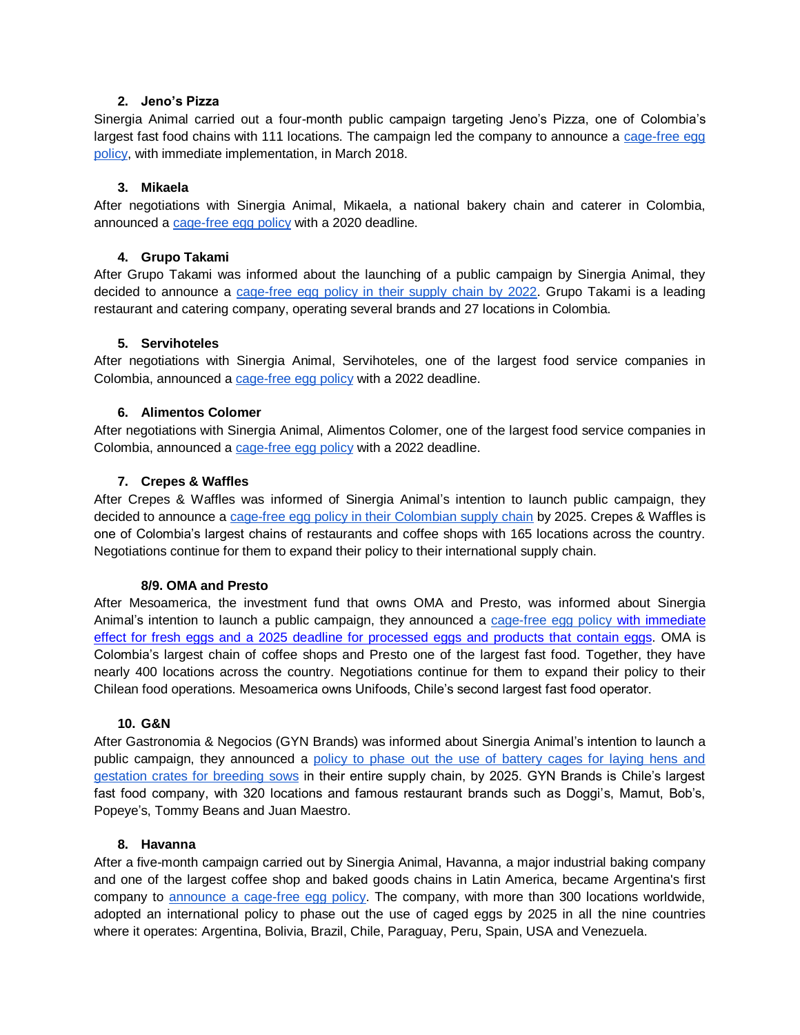2. **Jeno's Pizza**

Sinergia Animal carried out a four-month public campaign targeting Jeno's Pizza, one of Colombia's largest fast food chains with 111 locations. The campaign led the company to announce a cage-free egg policy, with immediate implementation, in March 2018.

3. **Mikaela**

After negotiations with Sinergia Animal, Mikaela, a national bakery chain and caterer in Colombia, announced a cage-free egg policy with a 2020 deadline.

4. **Grupo Takami**

After Grupo Takami was informed about the launching of a public campaign by Sinergia Animal, they decided to announce a cage-free egg policy in their supply chain by 2022. Grupo Takami is a leading restaurant and catering company, operating several brands and 27 locations in Colombia.

5. **Servihoteles**

After negotiations with Sinergia Animal, Servihoteles, one of the largest food service companies in Colombia, announced a cage-free egg policy with a 2022 deadline.

6. **Alimentos Colomer**

After negotiations with Sinergia Animal, Alimentos Colomer, one of the largest food service companies in Colombia, announced a cage-free egg policy with a 2022 deadline.

7. **Crepes & Waffles**

After Crepes & Waffles was informed of Sinergia Animal's intention to launch public campaign, they decided to announce a cage-free egg policy in their Colombian supply chain by 2025. Crepes & Waffles is one of Colombia's largest chains of restaurants and coffee shops with 165 locations across the country. Negotiations continue for them to expand their policy to their international supply chain.

**8/9. OMA and Presto**

After Mesoamerica, the investment fund that owns OMA and Presto, was informed about Sinergia Animal's intention to launch a public campaign, they announced a cage-free egg policy with immediate effect for fresh eggs and a 2025 deadline for processed eggs and products that contain eggs. OMA is Colombia's largest chain of coffee shops and Presto one of the largest fast food. Together, they have nearly 400 locations across the country. Negotiations continue for them to expand their policy to their Chilean food operations. Mesoamerica owns Unifoods, Chile's second largest fast food operator.

10. **G&N**

After Gastronomia & Negocios (GYN Brands) was informed about Sinergia Animal's intention to launch a public campaign, they announced a policy to phase out the use of battery cages for laying hens and gestation crates for breeding sows in their entire supply chain, by 2025. GYN Brands is Chile's largest fast food company, with 320 locations and famous restaurant brands such as Doggi's, Mamut, Bob's, Popeye's, Tommy Beans and Juan Maestro.

8. **Havanna**

After a five-month campaign carried out by Sinergia Animal, Havanna, a major industrial baking company and one of the largest coffee shop and baked goods chains in Latin America, became Argentina's first company to announce a cage-free egg policy. The company, with more than 300 locations worldwide, adopted an international policy to phase out the use of caged eggs by 2025 in all the nine countries where it operates: Argentina, Bolivia, Brazil, Chile, Paraguay, Peru, Spain, USA and Venezuela.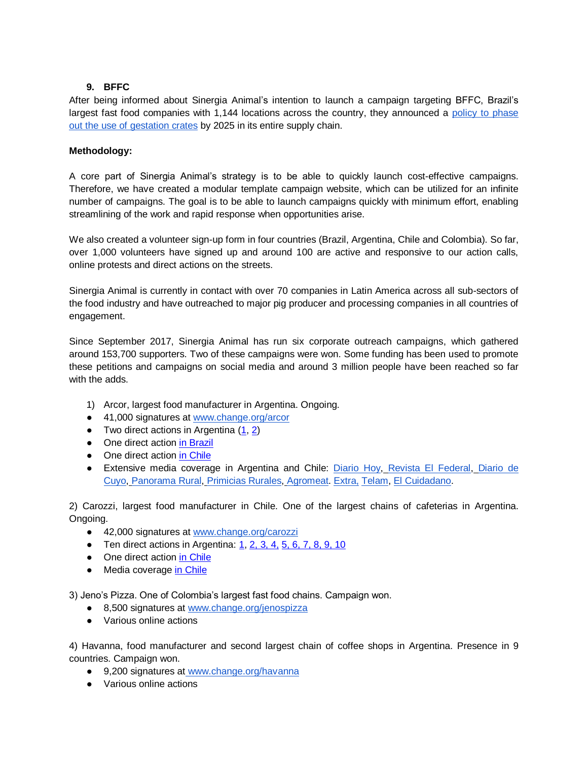### 9. BFFC

After being informed about Sinergia Animal's intention to launch a campaign targeting BFFC, Brazil's largest fast food companies with 1,144 locations across the country, they announced a policy to phase out the use of gestation crates by 2025 in its entire supply chain.

**Methodology:**

A core part of Sinergia Animal's strategy is to be able to quickly launch cost-effective campaigns. Therefore, we have created a modular template campaign website, which can be utilized for an infinite number of campaigns. The goal is to be able to launch campaigns quickly with minimum effort, enabling streamlining of the work and rapid response when opportunities arise.

We also created a volunteer sign-up form in four countries (Brazil, Argentina, Chile and Colombia). So far, over 1,000 volunteers have signed up and around 100 are active and responsive to our action calls, online protests and direct actions on the streets.

Sinergia Animal is currently in contact with over 70 companies in Latin America across all sub-sectors of the food industry and have outreached to major pig producer and processing companies in all countries of engagement.

Since September 2017, Sinergia Animal has run six corporate outreach campaigns, which gathered around 153,700 supporters. Two of these campaigns were won. Some funding has been used to promote these petitions and campaigns on social media and around 3 million people have been reached so far with the adds.

1) Arcor, largest food manufacturer in Argentina. Ongoing.
- 41,000 signatures at www.change.org/arcor
- Two direct actions in Argentina (1, 2)
- One direct action in Brazil
- One direct action in Chile
- Extensive media coverage in Argentina and Chile: Diario Hoy, Revista El Federal, Diario de Cuyo, Panorama Rural, Primicias Rurales, Agromeat. Extra, Telam, El Cuidadano.

2) Carozzi, largest food manufacturer in Chile. One of the largest chains of cafeterias in Argentina. Ongoing.
- 42,000 signatures at www.change.org/carozzi
- Ten direct actions in Argentina: 1, 2, 3, 4, 5, 6, 7, 8, 9, 10
- One direct action in Chile
- Media coverage in Chile

3) Jeno's Pizza. One of Colombia's largest fast food chains. Campaign won.
- 8,500 signatures at www.change.org/jenospizza
- Various online actions

4) Havanna, food manufacturer and second largest chain of coffee shops in Argentina. Presence in 9 countries. Campaign won.
- 9,200 signatures at www.change.org/havanna
- Various online actions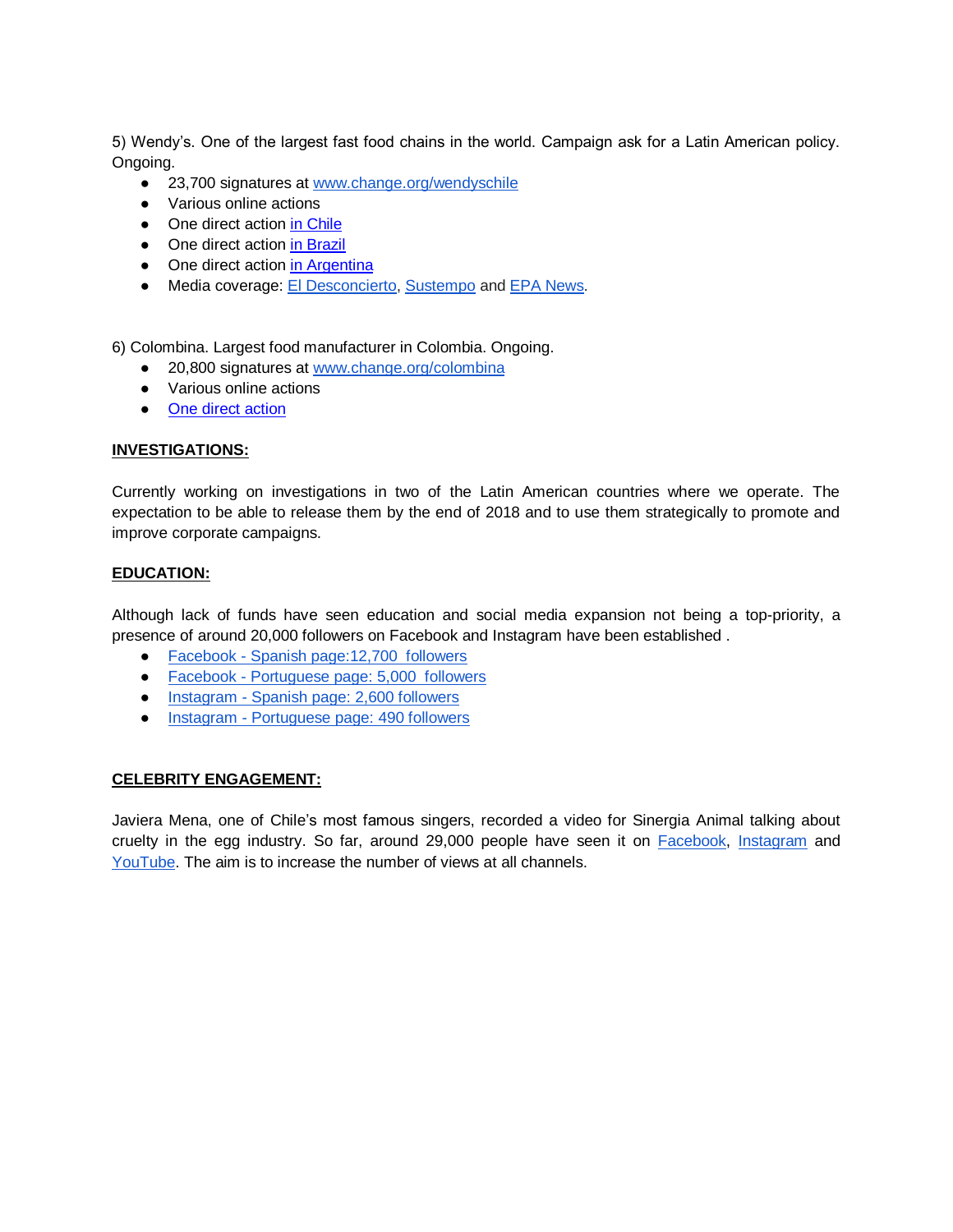5) Wendy's. One of the largest fast food chains in the world. Campaign ask for a Latin American policy. Ongoing.

- 23,700 signatures at www.change.org/wendyschile
- Various online actions
- One direct action in Chile
- One direct action in Brazil
- One direct action in Argentina
- Media coverage: El Desconcierto, Sustempo and EPA News.

6) Colombina. Largest food manufacturer in Colombia. Ongoing.

- 20,800 signatures at www.change.org/colombina
- Various online actions
- One direct action

**INVESTIGATIONS:**

Currently working on investigations in two of the Latin American countries where we operate. The expectation to be able to release them by the end of 2018 and to use them strategically to promote and improve corporate campaigns.

**EDUCATION:**

Although lack of funds have seen education and social media expansion not being a top-priority, a presence of around 20,000 followers on Facebook and Instagram have been established .

- Facebook - Spanish page:12,700 followers
- Facebook - Portuguese page: 5,000 followers
- Instagram - Spanish page: 2,600 followers
- Instagram - Portuguese page: 490 followers

**CELEBRITY ENGAGEMENT:**

Javiera Mena, one of Chile's most famous singers, recorded a video for Sinergia Animal talking about cruelty in the egg industry. So far, around 29,000 people have seen it on Facebook, Instagram and YouTube. The aim is to increase the number of views at all channels.